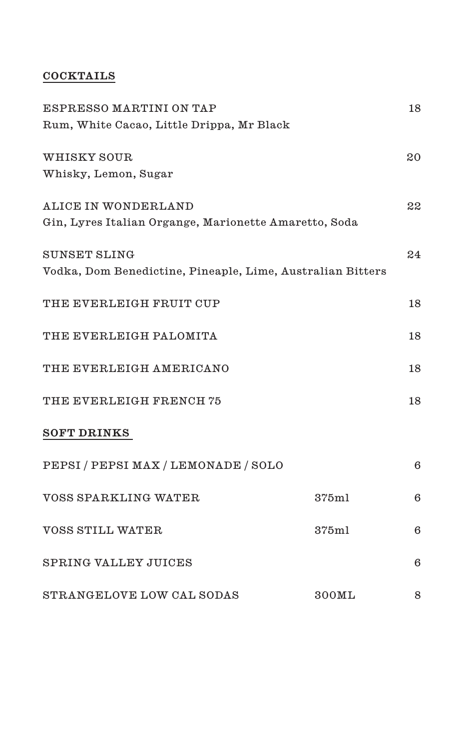## COCKTAILS

**ESPRESSO MARTINI ON TAP** — 18
Rum, White Cacao, Little Drippa, Mr Black

**WHISKY SOUR** — 20
Whisky, Lemon, Sugar

**ALICE IN WONDERLAND** — 22
Gin, Lyres Italian Organge, Marionette Amaretto, Soda

**SUNSET SLING** — 24
Vodka, Dom Benedictine, Pineaple, Lime, Australian Bitters

**THE EVERLEIGH FRUIT CUP** — 18

**THE EVERLEIGH PALOMITA** — 18

**THE EVERLEIGH AMERICANO** — 18

**THE EVERLEIGH FRENCH 75** — 18

## SOFT DRINKS

| Item | Size | Price |
| --- | --- | --- |
| PEPSI / PEPSI MAX / LEMONADE / SOLO | | 6 |
| VOSS SPARKLING WATER | 375ml | 6 |
| VOSS STILL WATER | 375ml | 6 |
| SPRING VALLEY JUICES | | 6 |
| STRANGELOVE LOW CAL SODAS | 300ML | 8 |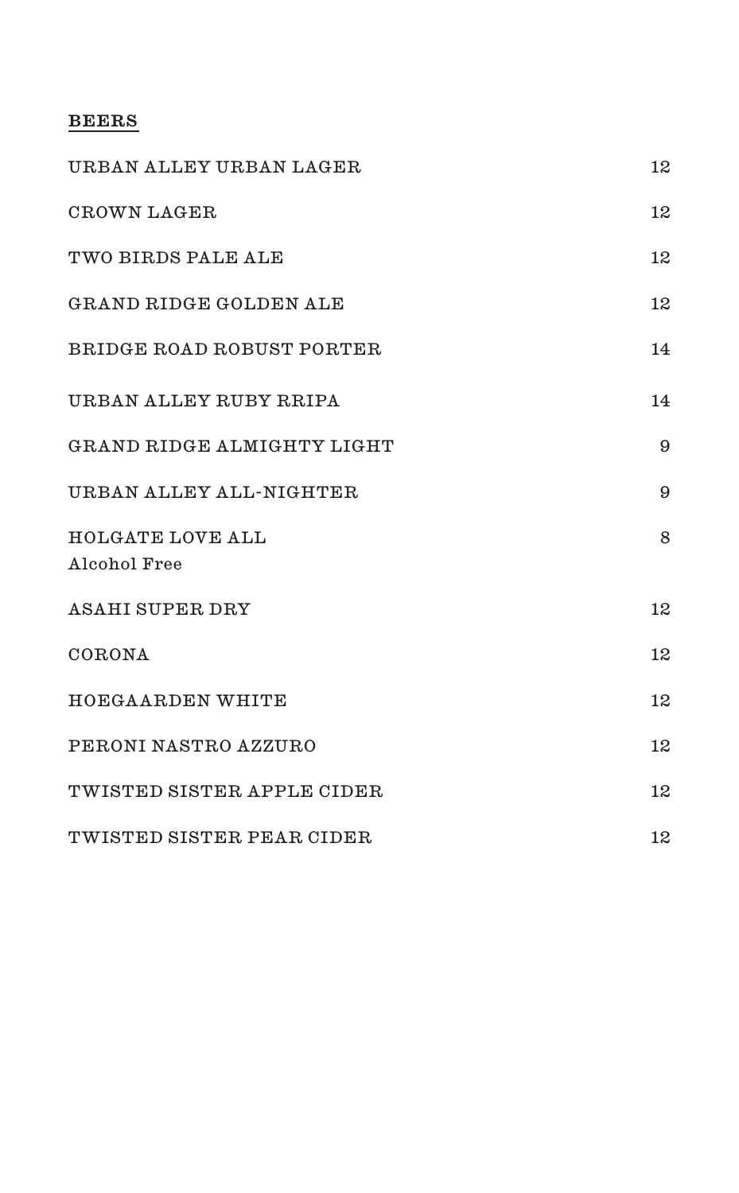## BEERS

| | |
|---|---|
| URBAN ALLEY URBAN LAGER | 12 |
| CROWN LAGER | 12 |
| TWO BIRDS PALE ALE | 12 |
| GRAND RIDGE GOLDEN ALE | 12 |
| BRIDGE ROAD ROBUST PORTER | 14 |
| URBAN ALLEY RUBY RRIPA | 14 |
| GRAND RIDGE ALMIGHTY LIGHT | 9 |
| URBAN ALLEY ALL-NIGHTER | 9 |
| HOLGATE LOVE ALL<br>Alcohol Free | 8 |
| ASAHI SUPER DRY | 12 |
| CORONA | 12 |
| HOEGAARDEN WHITE | 12 |
| PERONI NASTRO AZZURO | 12 |
| TWISTED SISTER APPLE CIDER | 12 |
| TWISTED SISTER PEAR CIDER | 12 |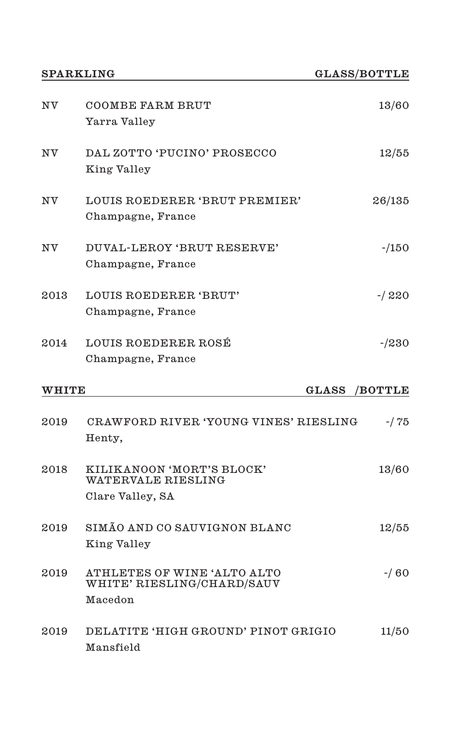| SPARKLING | | GLASS/BOTTLE |
|---|---|---|
| NV | COOMBE FARM BRUT<br>Yarra Valley | 13/60 |
| NV | DAL ZOTTO 'PUCINO' PROSECCO<br>King Valley | 12/55 |
| NV | LOUIS ROEDERER 'BRUT PREMIER'<br>Champagne, France | 26/135 |
| NV | DUVAL-LEROY 'BRUT RESERVE'<br>Champagne, France | -/150 |
| 2013 | LOUIS ROEDERER 'BRUT'<br>Champagne, France | -/ 220 |
| 2014 | LOUIS ROEDERER ROSÉ<br>Champagne, France | -/230 |

| WHITE | | GLASS /BOTTLE |
|---|---|---|
| 2019 | CRAWFORD RIVER 'YOUNG VINES' RIESLING<br>Henty, | -/ 75 |
| 2018 | KILIKANOON 'MORT'S BLOCK' WATERVALE RIESLING<br>Clare Valley, SA | 13/60 |
| 2019 | SIMÃO AND CO SAUVIGNON BLANC<br>King Valley | 12/55 |
| 2019 | ATHLETES OF WINE 'ALTO ALTO WHITE' RIESLING/CHARD/SAUV<br>Macedon | -/ 60 |
| 2019 | DELATITE 'HIGH GROUND' PINOT GRIGIO<br>Mansfield | 11/50 |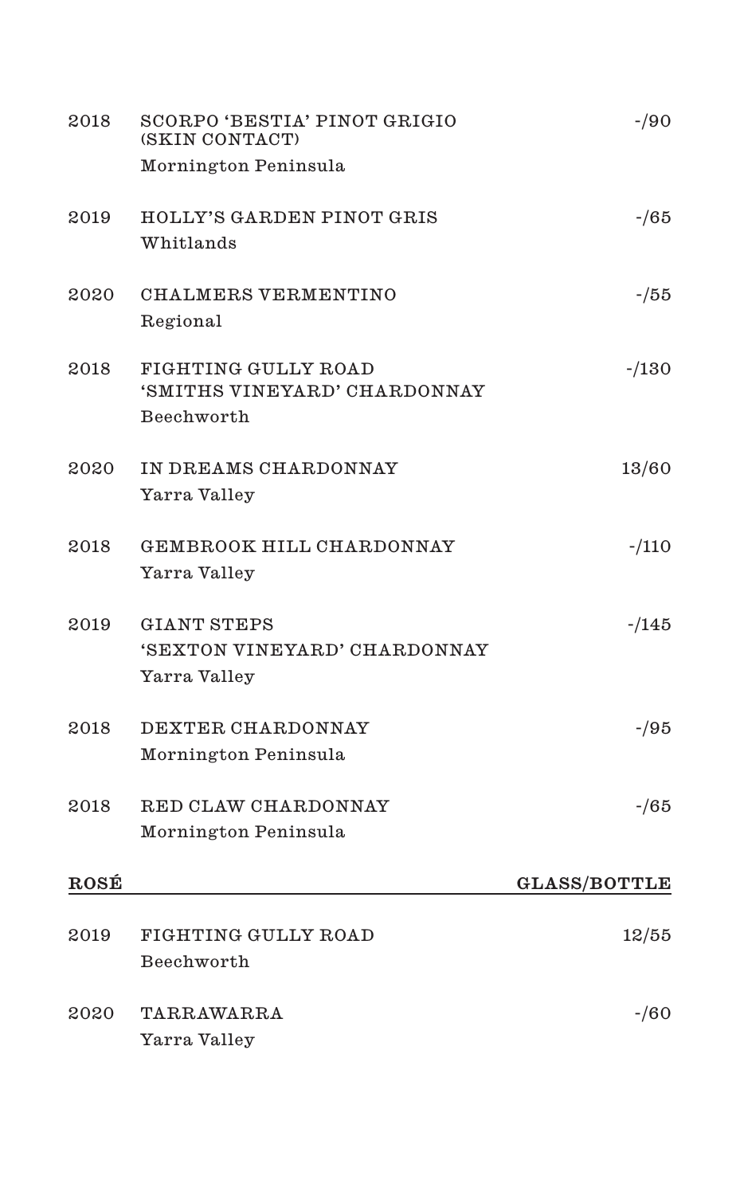| | | |
|---|---|---|
| 2018 | SCORPO 'BESTIA' PINOT GRIGIO (SKIN CONTACT)<br>Mornington Peninsula | -/90 |
| 2019 | HOLLY'S GARDEN PINOT GRIS<br>Whitlands | -/65 |
| 2020 | CHALMERS VERMENTINO<br>Regional | -/55 |
| 2018 | FIGHTING GULLY ROAD 'SMITHS VINEYARD' CHARDONNAY<br>Beechworth | -/130 |
| 2020 | IN DREAMS CHARDONNAY<br>Yarra Valley | 13/60 |
| 2018 | GEMBROOK HILL CHARDONNAY<br>Yarra Valley | -/110 |
| 2019 | GIANT STEPS 'SEXTON VINEYARD' CHARDONNAY<br>Yarra Valley | -/145 |
| 2018 | DEXTER CHARDONNAY<br>Mornington Peninsula | -/95 |
| 2018 | RED CLAW CHARDONNAY<br>Mornington Peninsula | -/65 |

## ROSÉ

| | | GLASS/BOTTLE |
|---|---|---|
| 2019 | FIGHTING GULLY ROAD<br>Beechworth | 12/55 |
| 2020 | TARRAWARRA<br>Yarra Valley | -/60 |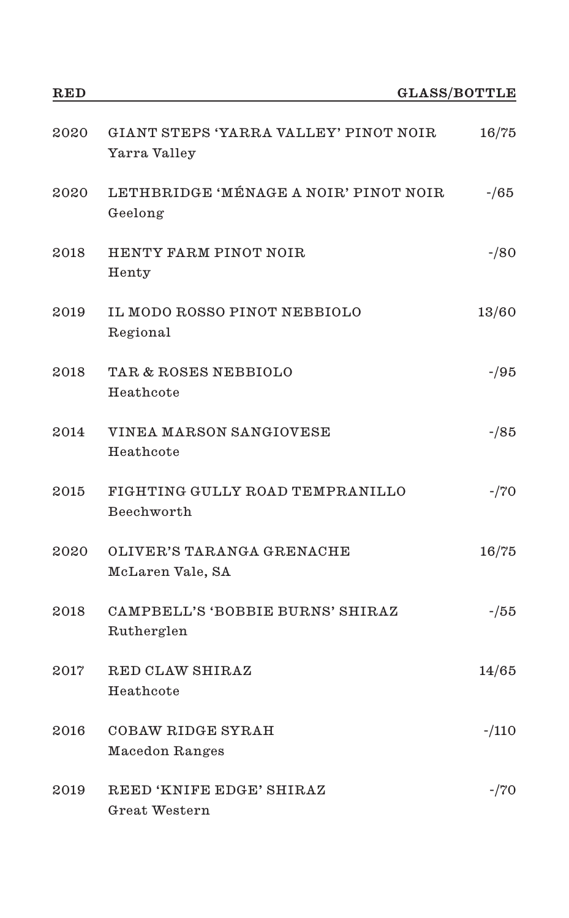| RED | | GLASS/BOTTLE |
|---|---|---|
| 2020 | GIANT STEPS 'YARRA VALLEY' PINOT NOIR<br>Yarra Valley | 16/75 |
| 2020 | LETHBRIDGE 'MÉNAGE A NOIR' PINOT NOIR<br>Geelong | -/65 |
| 2018 | HENTY FARM PINOT NOIR<br>Henty | -/80 |
| 2019 | IL MODO ROSSO PINOT NEBBIOLO<br>Regional | 13/60 |
| 2018 | TAR & ROSES NEBBIOLO<br>Heathcote | -/95 |
| 2014 | VINEA MARSON SANGIOVESE<br>Heathcote | -/85 |
| 2015 | FIGHTING GULLY ROAD TEMPRANILLO<br>Beechworth | -/70 |
| 2020 | OLIVER'S TARANGA GRENACHE<br>McLaren Vale, SA | 16/75 |
| 2018 | CAMPBELL'S 'BOBBIE BURNS' SHIRAZ<br>Rutherglen | -/55 |
| 2017 | RED CLAW SHIRAZ<br>Heathcote | 14/65 |
| 2016 | COBAW RIDGE SYRAH<br>Macedon Ranges | -/110 |
| 2019 | REED 'KNIFE EDGE' SHIRAZ<br>Great Western | -/70 |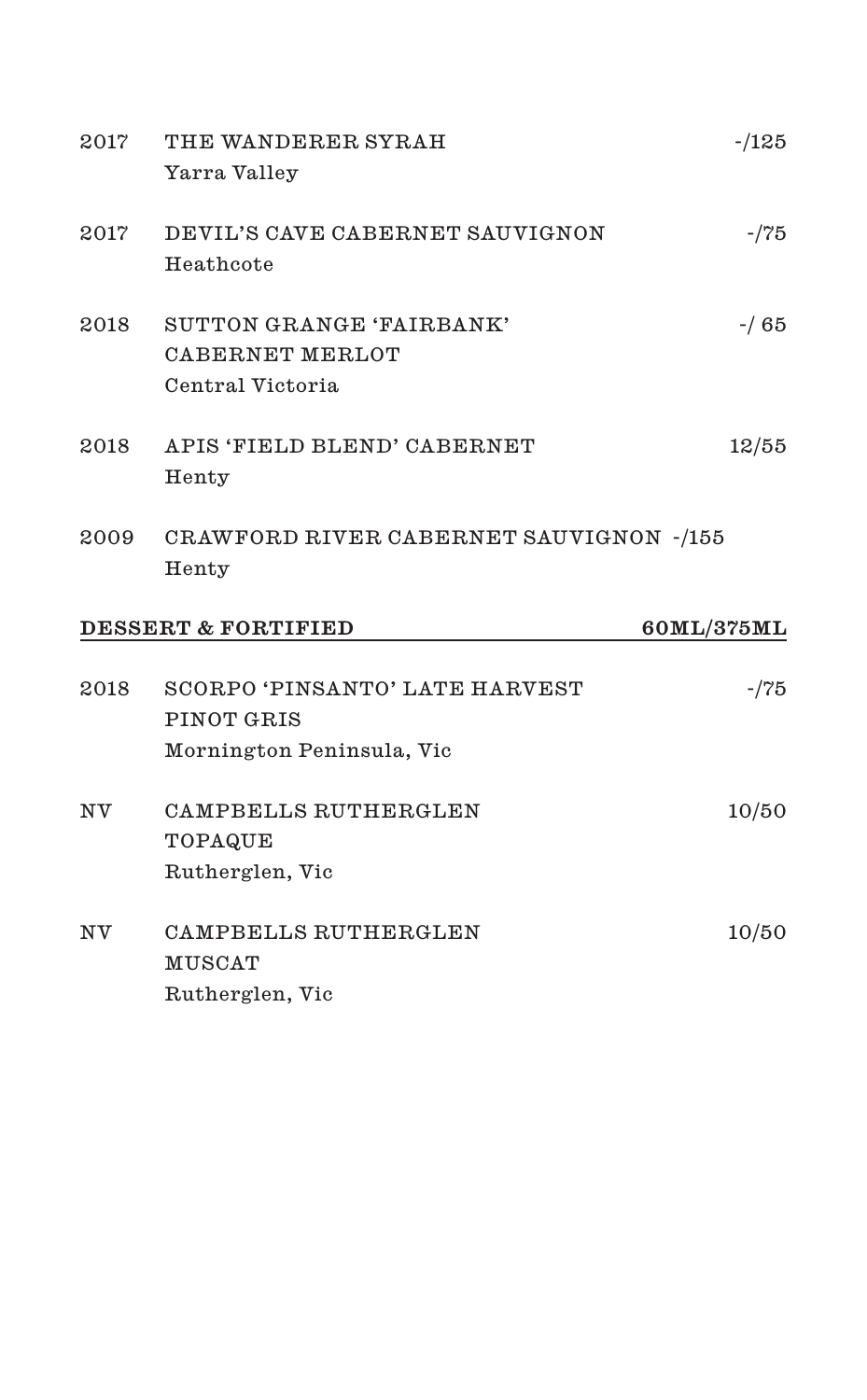| | | |
|---|---|---|
| 2017 | THE WANDERER SYRAH<br>Yarra Valley | -/125 |
| 2017 | DEVIL'S CAVE CABERNET SAUVIGNON<br>Heathcote | -/75 |
| 2018 | SUTTON GRANGE 'FAIRBANK'<br>CABERNET MERLOT<br>Central Victoria | -/ 65 |
| 2018 | APIS 'FIELD BLEND' CABERNET<br>Henty | 12/55 |
| 2009 | CRAWFORD RIVER CABERNET SAUVIGNON<br>Henty | -/155 |

## DESSERT & FORTIFIED — 60ML/375ML

| | | |
|---|---|---|
| 2018 | SCORPO 'PINSANTO' LATE HARVEST<br>PINOT GRIS<br>Mornington Peninsula, Vic | -/75 |
| NV | CAMPBELLS RUTHERGLEN<br>TOPAQUE<br>Rutherglen, Vic | 10/50 |
| NV | CAMPBELLS RUTHERGLEN<br>MUSCAT<br>Rutherglen, Vic | 10/50 |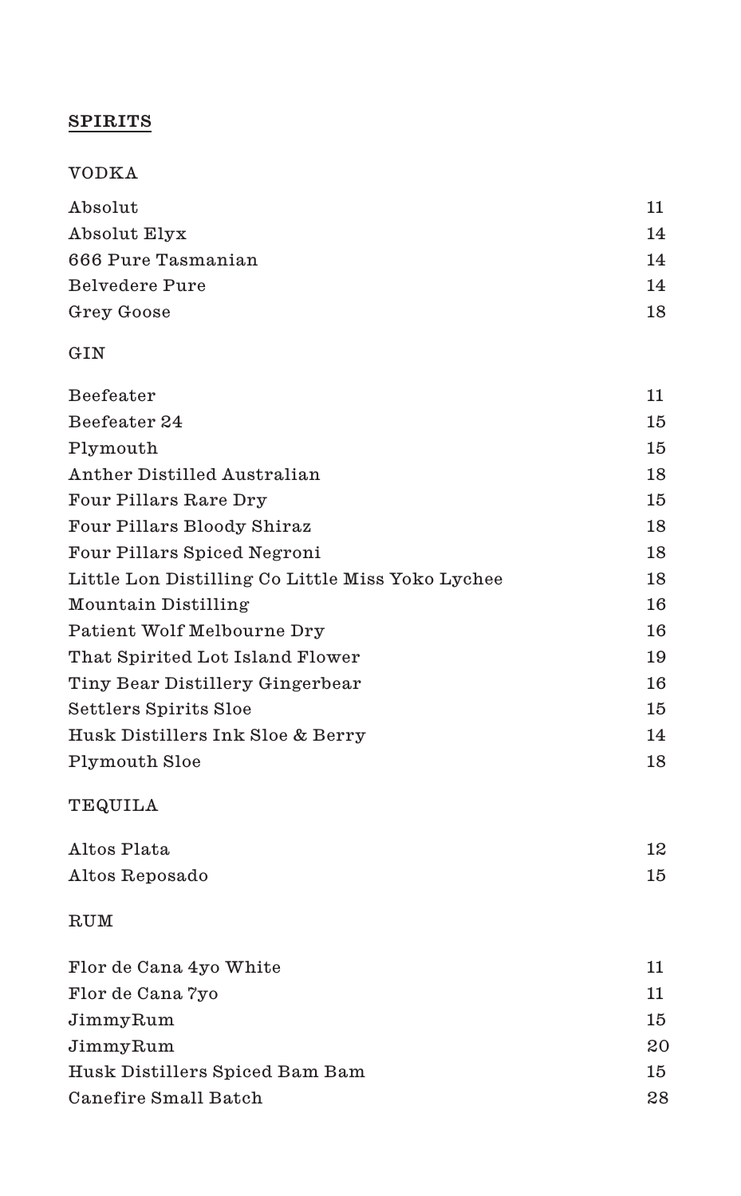# SPIRITS

## VODKA

| | |
|---|---|
| Absolut | 11 |
| Absolut Elyx | 14 |
| 666 Pure Tasmanian | 14 |
| Belvedere Pure | 14 |
| Grey Goose | 18 |

## GIN

| | |
|---|---|
| Beefeater | 11 |
| Beefeater 24 | 15 |
| Plymouth | 15 |
| Anther Distilled Australian | 18 |
| Four Pillars Rare Dry | 15 |
| Four Pillars Bloody Shiraz | 18 |
| Four Pillars Spiced Negroni | 18 |
| Little Lon Distilling Co Little Miss Yoko Lychee | 18 |
| Mountain Distilling | 16 |
| Patient Wolf Melbourne Dry | 16 |
| That Spirited Lot Island Flower | 19 |
| Tiny Bear Distillery Gingerbear | 16 |
| Settlers Spirits Sloe | 15 |
| Husk Distillers Ink Sloe & Berry | 14 |
| Plymouth Sloe | 18 |

## TEQUILA

| | |
|---|---|
| Altos Plata | 12 |
| Altos Reposado | 15 |

## RUM

| | |
|---|---|
| Flor de Cana 4yo White | 11 |
| Flor de Cana 7yo | 11 |
| JimmyRum | 15 |
| JimmyRum | 20 |
| Husk Distillers Spiced Bam Bam | 15 |
| Canefire Small Batch | 28 |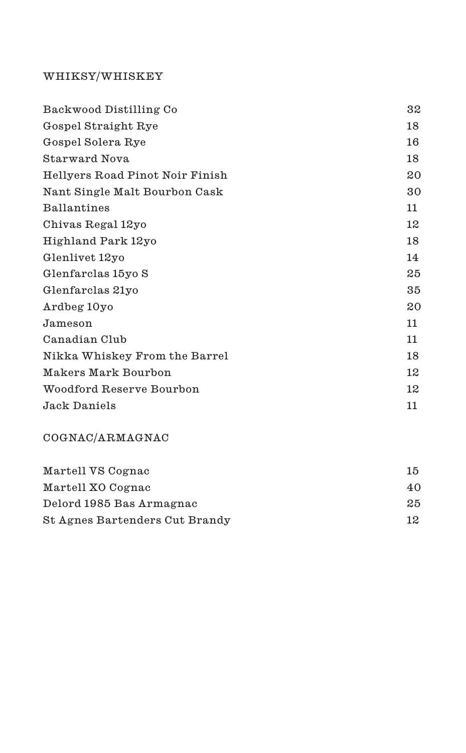## WHIKSY/WHISKEY

| | |
|---|---|
| Backwood Distilling Co | 32 |
| Gospel Straight Rye | 18 |
| Gospel Solera Rye | 16 |
| Starward Nova | 18 |
| Hellyers Road Pinot Noir Finish | 20 |
| Nant Single Malt Bourbon Cask | 30 |
| Ballantines | 11 |
| Chivas Regal 12yo | 12 |
| Highland Park 12yo | 18 |
| Glenlivet 12yo | 14 |
| Glenfarclas 15yo S | 25 |
| Glenfarclas 21yo | 35 |
| Ardbeg 10yo | 20 |
| Jameson | 11 |
| Canadian Club | 11 |
| Nikka Whiskey From the Barrel | 18 |
| Makers Mark Bourbon | 12 |
| Woodford Reserve Bourbon | 12 |
| Jack Daniels | 11 |

## COGNAC/ARMAGNAC

| | |
|---|---|
| Martell VS Cognac | 15 |
| Martell XO Cognac | 40 |
| Delord 1985 Bas Armagnac | 25 |
| St Agnes Bartenders Cut Brandy | 12 |